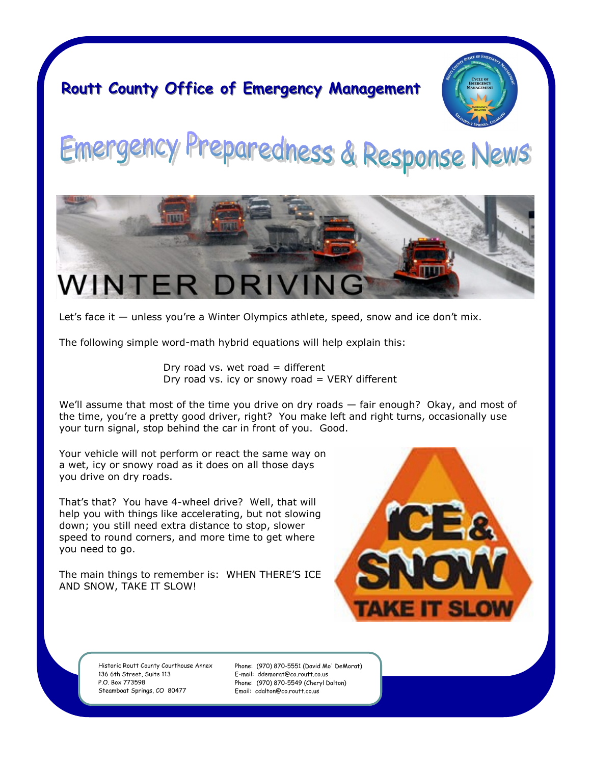# Routt County Office of Emergency Management

# Emergency Preparedness & Response News

## WINTER DRIVING

Let's face it — unless you're a Winter Olympics athlete, speed, snow and ice don't mix.

The following simple word-math hybrid equations will help explain this:

Dry road vs. wet road = different
Dry road vs. icy or snowy road = VERY different

We'll assume that most of the time you drive on dry roads — fair enough? Okay, and most of the time, you're a pretty good driver, right? You make left and right turns, occasionally use your turn signal, stop behind the car in front of you. Good.

Your vehicle will not perform or react the same way on a wet, icy or snowy road as it does on all those days you drive on dry roads.

That's that? You have 4-wheel drive? Well, that will help you with things like accelerating, but not slowing down; you still need extra distance to stop, slower speed to round corners, and more time to get where you need to go.

The main things to remember is: WHEN THERE'S ICE AND SNOW, TAKE IT SLOW!

ICE & SNOW TAKE IT SLOW

Historic Routt County Courthouse Annex
136 6th Street, Suite 113
P.O. Box 773598
Steamboat Springs, CO 80477

Phone: (970) 870-5551 (David Mo' DeMorat)
E-mail: ddemorat@co.routt.co.us
Phone: (970) 870-5549 (Cheryl Dalton)
Email: cdalton@co.routt.co.us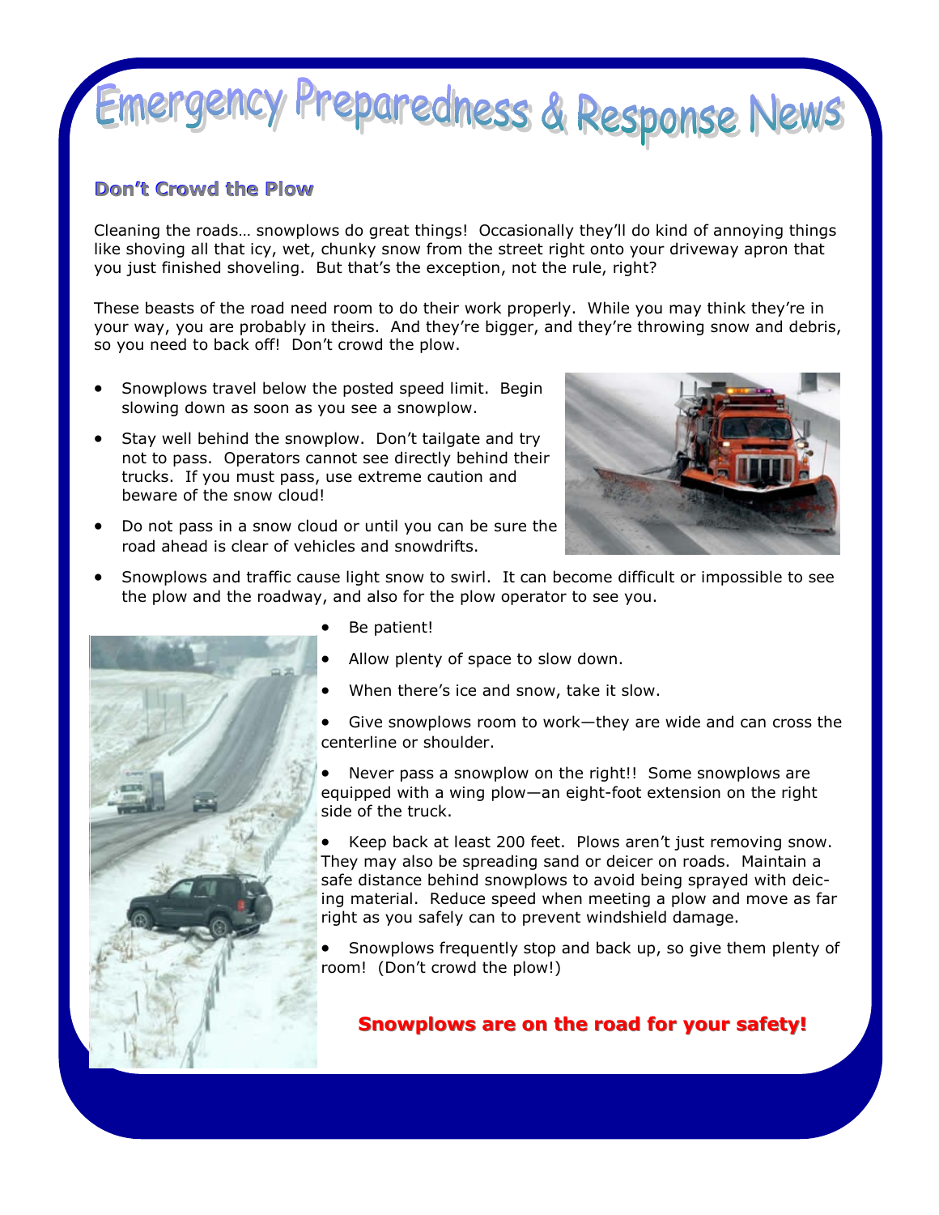# Emergency Preparedness & Response News

## Don't Crowd the Plow

Cleaning the roads… snowplows do great things! Occasionally they'll do kind of annoying things like shoving all that icy, wet, chunky snow from the street right onto your driveway apron that you just finished shoveling. But that's the exception, not the rule, right?

These beasts of the road need room to do their work properly. While you may think they're in your way, you are probably in theirs. And they're bigger, and they're throwing snow and debris, so you need to back off! Don't crowd the plow.

- Snowplows travel below the posted speed limit. Begin slowing down as soon as you see a snowplow.
- Stay well behind the snowplow. Don't tailgate and try not to pass. Operators cannot see directly behind their trucks. If you must pass, use extreme caution and beware of the snow cloud!
- Do not pass in a snow cloud or until you can be sure the road ahead is clear of vehicles and snowdrifts.
- Snowplows and traffic cause light snow to swirl. It can become difficult or impossible to see the plow and the roadway, and also for the plow operator to see you.
- Be patient!
- Allow plenty of space to slow down.
- When there's ice and snow, take it slow.
- Give snowplows room to work—they are wide and can cross the centerline or shoulder.
- Never pass a snowplow on the right!! Some snowplows are equipped with a wing plow—an eight-foot extension on the right side of the truck.
- Keep back at least 200 feet. Plows aren't just removing snow. They may also be spreading sand or deicer on roads. Maintain a safe distance behind snowplows to avoid being sprayed with deicing material. Reduce speed when meeting a plow and move as far right as you safely can to prevent windshield damage.
- Snowplows frequently stop and back up, so give them plenty of room! (Don't crowd the plow!)

**Snowplows are on the road for your safety!**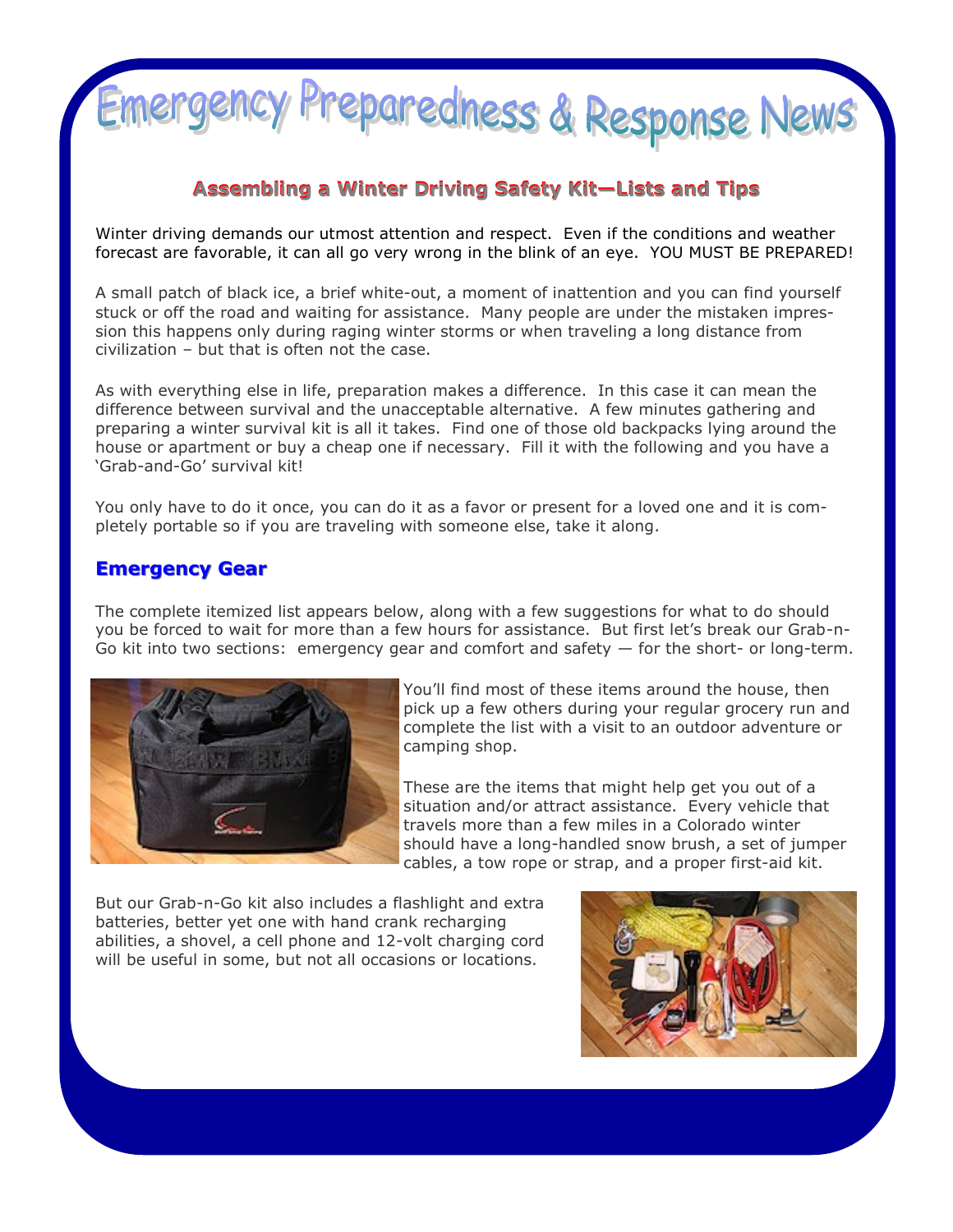# Emergency Preparedness & Response News

## Assembling a Winter Driving Safety Kit—Lists and Tips

Winter driving demands our utmost attention and respect. Even if the conditions and weather forecast are favorable, it can all go very wrong in the blink of an eye. YOU MUST BE PREPARED!

A small patch of black ice, a brief white-out, a moment of inattention and you can find yourself stuck or off the road and waiting for assistance. Many people are under the mistaken impression this happens only during raging winter storms or when traveling a long distance from civilization – but that is often not the case.

As with everything else in life, preparation makes a difference. In this case it can mean the difference between survival and the unacceptable alternative. A few minutes gathering and preparing a winter survival kit is all it takes. Find one of those old backpacks lying around the house or apartment or buy a cheap one if necessary. Fill it with the following and you have a 'Grab-and-Go' survival kit!

You only have to do it once, you can do it as a favor or present for a loved one and it is completely portable so if you are traveling with someone else, take it along.

### Emergency Gear

The complete itemized list appears below, along with a few suggestions for what to do should you be forced to wait for more than a few hours for assistance. But first let's break our Grab-n-Go kit into two sections: emergency gear and comfort and safety — for the short- or long-term.

You'll find most of these items around the house, then pick up a few others during your regular grocery run and complete the list with a visit to an outdoor adventure or camping shop.

These are the items that might help get you out of a situation and/or attract assistance. Every vehicle that travels more than a few miles in a Colorado winter should have a long-handled snow brush, a set of jumper cables, a tow rope or strap, and a proper first-aid kit.

But our Grab-n-Go kit also includes a flashlight and extra batteries, better yet one with hand crank recharging abilities, a shovel, a cell phone and 12-volt charging cord will be useful in some, but not all occasions or locations.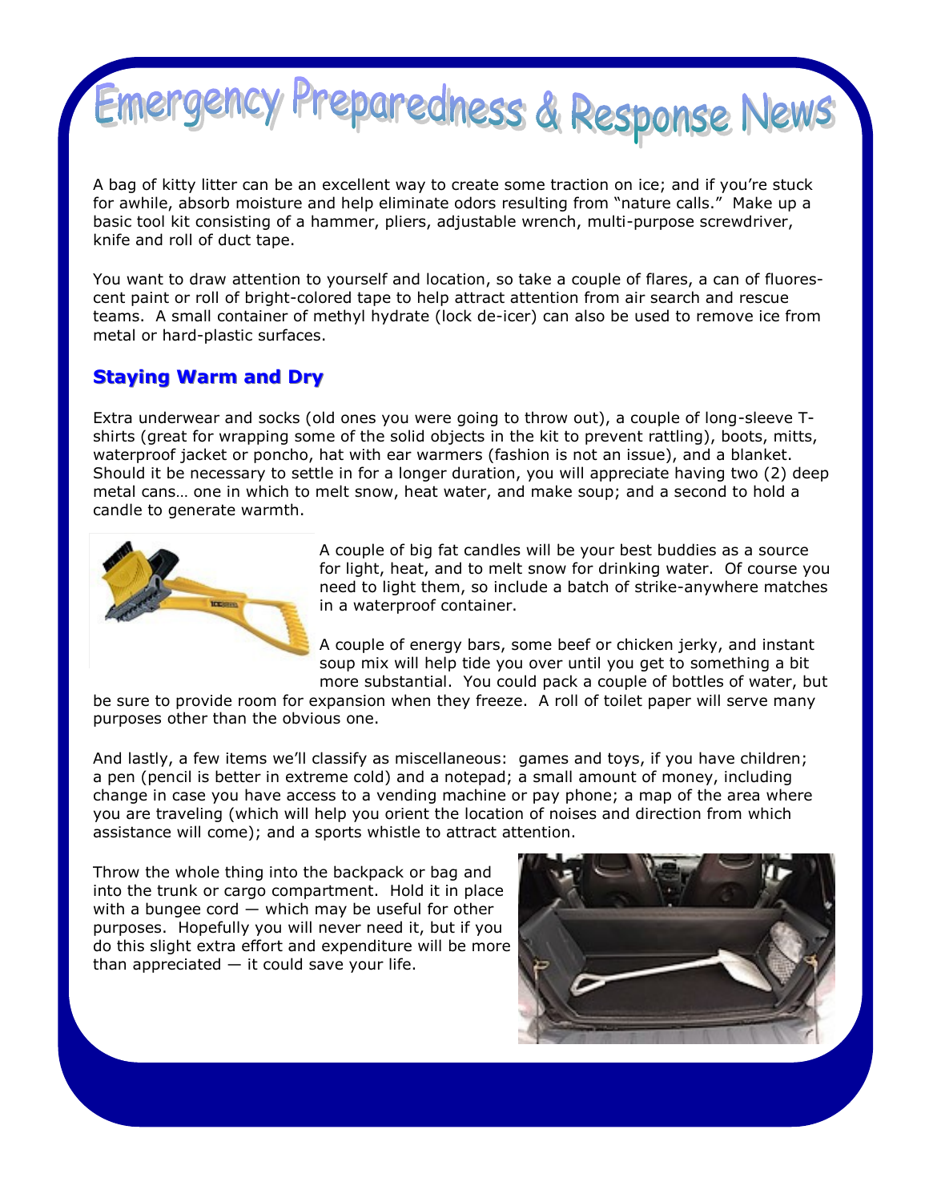# Emergency Preparedness & Response News

A bag of kitty litter can be an excellent way to create some traction on ice; and if you're stuck for awhile, absorb moisture and help eliminate odors resulting from "nature calls." Make up a basic tool kit consisting of a hammer, pliers, adjustable wrench, multi-purpose screwdriver, knife and roll of duct tape.

You want to draw attention to yourself and location, so take a couple of flares, a can of fluorescent paint or roll of bright-colored tape to help attract attention from air search and rescue teams. A small container of methyl hydrate (lock de-icer) can also be used to remove ice from metal or hard-plastic surfaces.

## Staying Warm and Dry

Extra underwear and socks (old ones you were going to throw out), a couple of long-sleeve T-shirts (great for wrapping some of the solid objects in the kit to prevent rattling), boots, mitts, waterproof jacket or poncho, hat with ear warmers (fashion is not an issue), and a blanket. Should it be necessary to settle in for a longer duration, you will appreciate having two (2) deep metal cans… one in which to melt snow, heat water, and make soup; and a second to hold a candle to generate warmth.

A couple of big fat candles will be your best buddies as a source for light, heat, and to melt snow for drinking water. Of course you need to light them, so include a batch of strike-anywhere matches in a waterproof container.

A couple of energy bars, some beef or chicken jerky, and instant soup mix will help tide you over until you get to something a bit more substantial. You could pack a couple of bottles of water, but be sure to provide room for expansion when they freeze. A roll of toilet paper will serve many purposes other than the obvious one.

And lastly, a few items we'll classify as miscellaneous: games and toys, if you have children; a pen (pencil is better in extreme cold) and a notepad; a small amount of money, including change in case you have access to a vending machine or pay phone; a map of the area where you are traveling (which will help you orient the location of noises and direction from which assistance will come); and a sports whistle to attract attention.

Throw the whole thing into the backpack or bag and into the trunk or cargo compartment. Hold it in place with a bungee cord — which may be useful for other purposes. Hopefully you will never need it, but if you do this slight extra effort and expenditure will be more than appreciated — it could save your life.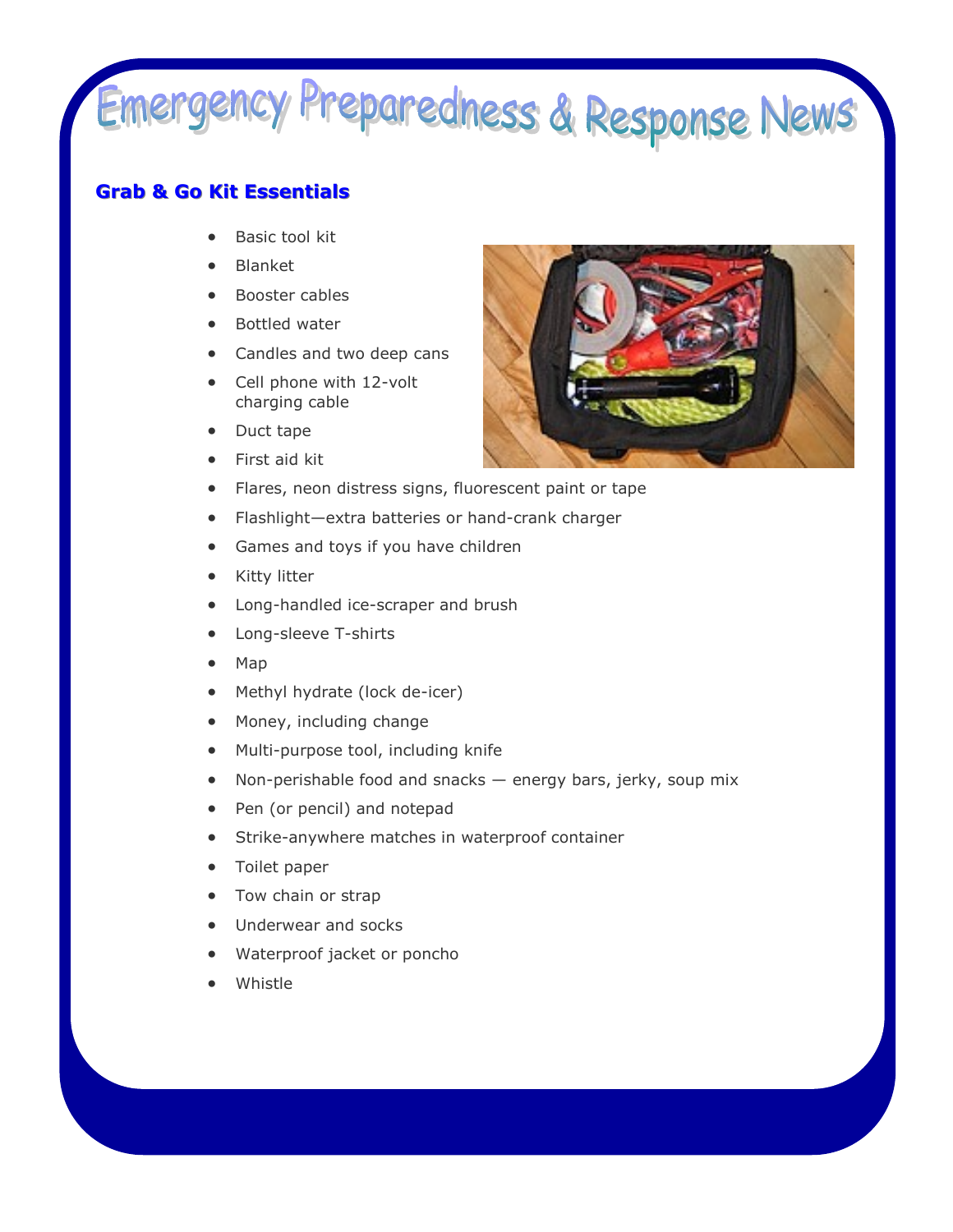# Emergency Preparedness & Response News

## Grab & Go Kit Essentials

- Basic tool kit
- Blanket
- Booster cables
- Bottled water
- Candles and two deep cans
- Cell phone with 12-volt charging cable
- Duct tape
- First aid kit
- Flares, neon distress signs, fluorescent paint or tape
- Flashlight—extra batteries or hand-crank charger
- Games and toys if you have children
- Kitty litter
- Long-handled ice-scraper and brush
- Long-sleeve T-shirts
- Map
- Methyl hydrate (lock de-icer)
- Money, including change
- Multi-purpose tool, including knife
- Non-perishable food and snacks — energy bars, jerky, soup mix
- Pen (or pencil) and notepad
- Strike-anywhere matches in waterproof container
- Toilet paper
- Tow chain or strap
- Underwear and socks
- Waterproof jacket or poncho
- Whistle